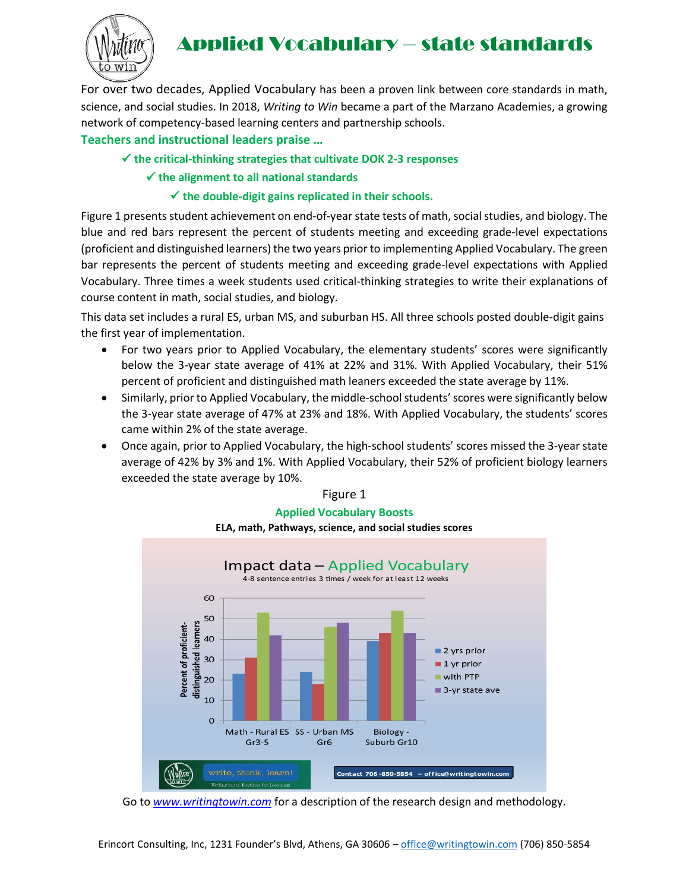# Applied Vocabulary – state standards

For over two decades, Applied Vocabulary has been a proven link between core standards in math, science, and social studies. In 2018, *Writing to Win* became a part of the Marzano Academies, a growing network of competency-based learning centers and partnership schools.

**Teachers and instructional leaders praise …**

- ✓ **the critical-thinking strategies that cultivate DOK 2-3 responses**
- ✓ **the alignment to all national standards**
- ✓ **the double-digit gains replicated in their schools.**

Figure 1 presents student achievement on end-of-year state tests of math, social studies, and biology. The blue and red bars represent the percent of students meeting and exceeding grade-level expectations (proficient and distinguished learners) the two years prior to implementing Applied Vocabulary. The green bar represents the percent of students meeting and exceeding grade-level expectations with Applied Vocabulary. Three times a week students used critical-thinking strategies to write their explanations of course content in math, social studies, and biology.

This data set includes a rural ES, urban MS, and suburban HS. All three schools posted double-digit gains the first year of implementation.

- For two years prior to Applied Vocabulary, the elementary students' scores were significantly below the 3-year state average of 41% at 22% and 31%. With Applied Vocabulary, their 51% percent of proficient and distinguished math leaners exceeded the state average by 11%.
- Similarly, prior to Applied Vocabulary, the middle-school students' scores were significantly below the 3-year state average of 47% at 23% and 18%. With Applied Vocabulary, the students' scores came within 2% of the state average.
- Once again, prior to Applied Vocabulary, the high-school students' scores missed the 3-year state average of 42% by 3% and 1%. With Applied Vocabulary, their 52% of proficient biology learners exceeded the state average by 10%.

Figure 1

**Applied Vocabulary Boosts**

**ELA, math, Pathways, science, and social studies scores**

Impact data – Applied Vocabulary

4-8 sentence entries 3 times / week for at least 12 weeks

| | 2 yrs prior | 1 yr prior | with PTP | 3-yr state ave |
|---|---|---|---|---|
| Math - Rural ES Gr3-5 | 23 | 31 | 53 | 42 |
| SS - Urban MS Gr6 | 24 | 18 | 46 | 48 |
| Biology - Suburb Gr10 | 39 | 43 | 54 | 43 |

Percent of proficient-distinguished learners

write, think, learn! Writing-based Routines for Learning

Contact 706-850-5854 – office@writingtowin.com

Go to *www.writingtowin.com* for a description of the research design and methodology.

Erincort Consulting, Inc, 1231 Founder's Blvd, Athens, GA 30606 – office@writingtowin.com (706) 850-5854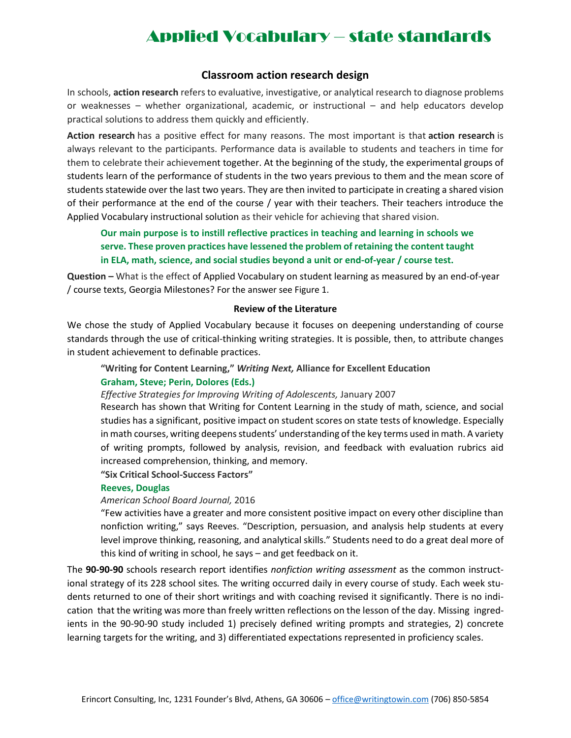# Applied Vocabulary – state standards

## Classroom action research design

In schools, **action research** refers to evaluative, investigative, or analytical research to diagnose problems or weaknesses – whether organizational, academic, or instructional – and help educators develop practical solutions to address them quickly and efficiently.

**Action research** has a positive effect for many reasons. The most important is that **action research** is always relevant to the participants. Performance data is available to students and teachers in time for them to celebrate their achievement together. At the beginning of the study, the experimental groups of students learn of the performance of students in the two years previous to them and the mean score of students statewide over the last two years. They are then invited to participate in creating a shared vision of their performance at the end of the course / year with their teachers. Their teachers introduce the Applied Vocabulary instructional solution as their vehicle for achieving that shared vision.

> **Our main purpose is to instill reflective practices in teaching and learning in schools we serve. These proven practices have lessened the problem of retaining the content taught in ELA, math, science, and social studies beyond a unit or end-of-year / course test.**

**Question –** What is the effect of Applied Vocabulary on student learning as measured by an end-of-year / course texts, Georgia Milestones? For the answer see Figure 1.

### Review of the Literature

We chose the study of Applied Vocabulary because it focuses on deepening understanding of course standards through the use of critical-thinking writing strategies. It is possible, then, to attribute changes in student achievement to definable practices.

**"Writing for Content Learning,"** ***Writing Next,*** **Alliance for Excellent Education**
**Graham, Steve; Perin, Dolores (Eds.)**
*Effective Strategies for Improving Writing of Adolescents,* January 2007
Research has shown that Writing for Content Learning in the study of math, science, and social studies has a significant, positive impact on student scores on state tests of knowledge. Especially in math courses, writing deepens students' understanding of the key terms used in math. A variety of writing prompts, followed by analysis, revision, and feedback with evaluation rubrics aid increased comprehension, thinking, and memory.

**"Six Critical School-Success Factors"**
**Reeves, Douglas**
*American School Board Journal,* 2016
"Few activities have a greater and more consistent positive impact on every other discipline than nonfiction writing," says Reeves. "Description, persuasion, and analysis help students at every level improve thinking, reasoning, and analytical skills." Students need to do a great deal more of this kind of writing in school, he says – and get feedback on it.

The **90-90-90** schools research report identifies *nonfiction writing assessment* as the common instructional strategy of its 228 school sites. The writing occurred daily in every course of study. Each week students returned to one of their short writings and with coaching revised it significantly. There is no indication that the writing was more than freely written reflections on the lesson of the day. Missing ingredients in the 90-90-90 study included 1) precisely defined writing prompts and strategies, 2) concrete learning targets for the writing, and 3) differentiated expectations represented in proficiency scales.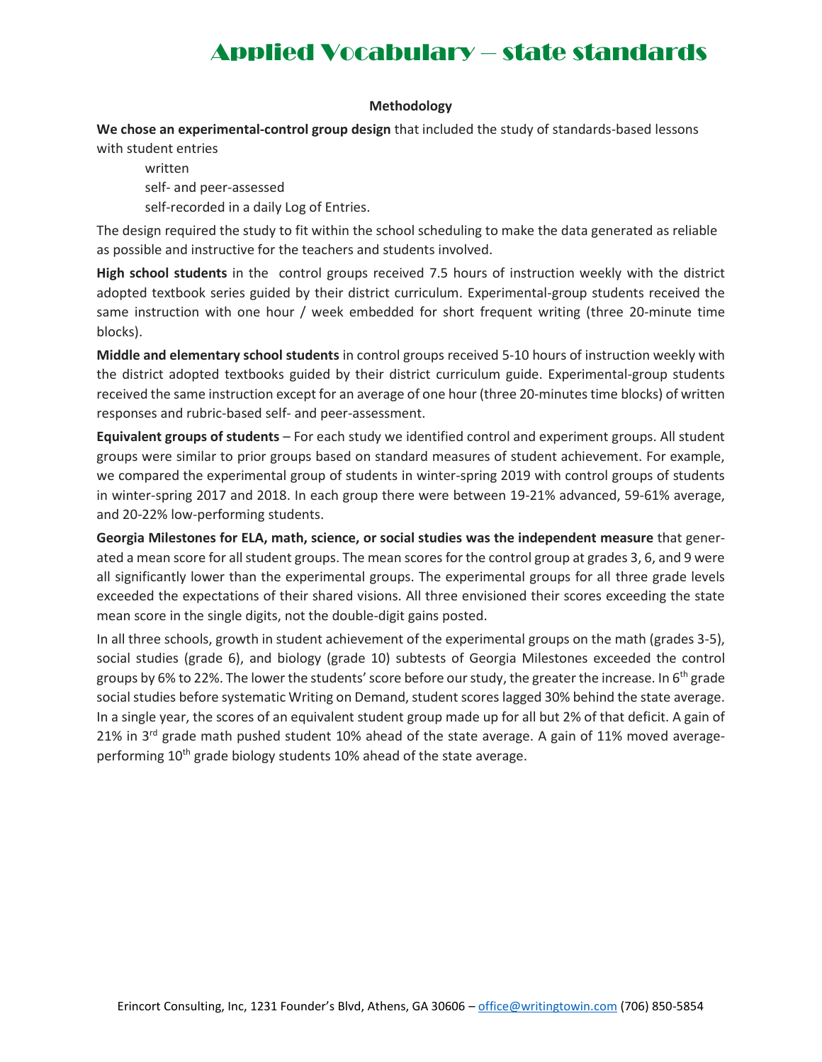# Applied Vocabulary – state standards

**Methodology**

**We chose an experimental-control group design** that included the study of standards-based lessons with student entries

written
self- and peer-assessed
self-recorded in a daily Log of Entries.

The design required the study to fit within the school scheduling to make the data generated as reliable as possible and instructive for the teachers and students involved.

**High school students** in the control groups received 7.5 hours of instruction weekly with the district adopted textbook series guided by their district curriculum. Experimental-group students received the same instruction with one hour / week embedded for short frequent writing (three 20-minute time blocks).

**Middle and elementary school students** in control groups received 5-10 hours of instruction weekly with the district adopted textbooks guided by their district curriculum guide. Experimental-group students received the same instruction except for an average of one hour (three 20-minutes time blocks) of written responses and rubric-based self- and peer-assessment.

**Equivalent groups of students** – For each study we identified control and experiment groups. All student groups were similar to prior groups based on standard measures of student achievement. For example, we compared the experimental group of students in winter-spring 2019 with control groups of students in winter-spring 2017 and 2018. In each group there were between 19-21% advanced, 59-61% average, and 20-22% low-performing students.

**Georgia Milestones for ELA, math, science, or social studies was the independent measure** that generated a mean score for all student groups. The mean scores for the control group at grades 3, 6, and 9 were all significantly lower than the experimental groups. The experimental groups for all three grade levels exceeded the expectations of their shared visions. All three envisioned their scores exceeding the state mean score in the single digits, not the double-digit gains posted.

In all three schools, growth in student achievement of the experimental groups on the math (grades 3-5), social studies (grade 6), and biology (grade 10) subtests of Georgia Milestones exceeded the control groups by 6% to 22%. The lower the students' score before our study, the greater the increase. In 6th grade social studies before systematic Writing on Demand, student scores lagged 30% behind the state average. In a single year, the scores of an equivalent student group made up for all but 2% of that deficit. A gain of 21% in 3rd grade math pushed student 10% ahead of the state average. A gain of 11% moved average-performing 10th grade biology students 10% ahead of the state average.

Erincort Consulting, Inc, 1231 Founder's Blvd, Athens, GA 30606 – office@writingtowin.com (706) 850-5854